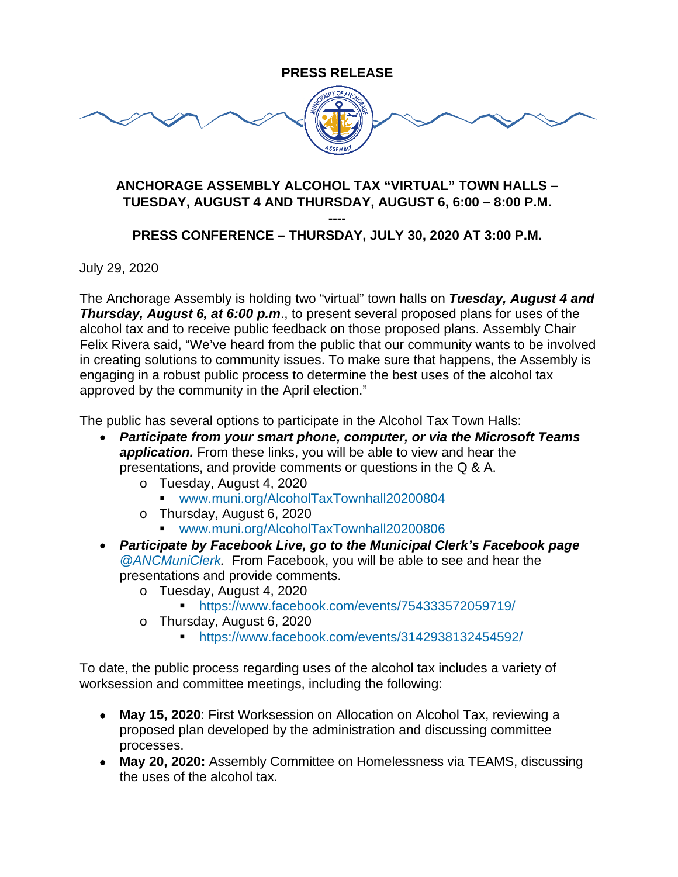**PRESS RELEASE**

## ANCHORAGE ASSEMBLY ALCOHOL TAX "VIRTUAL" TOWN HALLS – TUESDAY, AUGUST 4 AND THURSDAY, AUGUST 6, 6:00 – 8:00 P.M.

----

## PRESS CONFERENCE – THURSDAY, JULY 30, 2020 AT 3:00 P.M.

July 29, 2020

The Anchorage Assembly is holding two "virtual" town halls on ***Tuesday, August 4 and Thursday, August 6, at 6:00 p.m***., to present several proposed plans for uses of the alcohol tax and to receive public feedback on those proposed plans. Assembly Chair Felix Rivera said, "We've heard from the public that our community wants to be involved in creating solutions to community issues. To make sure that happens, the Assembly is engaging in a robust public process to determine the best uses of the alcohol tax approved by the community in the April election."

The public has several options to participate in the Alcohol Tax Town Halls:

- ***Participate from your smart phone, computer, or via the Microsoft Teams application.*** From these links, you will be able to view and hear the presentations, and provide comments or questions in the Q & A.
  - Tuesday, August 4, 2020
    - www.muni.org/AlcoholTaxTownhall20200804
  - Thursday, August 6, 2020
    - www.muni.org/AlcoholTaxTownhall20200806
- ***Participate by Facebook Live, go to the Municipal Clerk's Facebook page*** *@ANCMuniClerk.* From Facebook, you will be able to see and hear the presentations and provide comments.
  - Tuesday, August 4, 2020
    - https://www.facebook.com/events/754333572059719/
  - Thursday, August 6, 2020
    - https://www.facebook.com/events/3142938132454592/

To date, the public process regarding uses of the alcohol tax includes a variety of worksession and committee meetings, including the following:

- **May 15, 2020**: First Worksession on Allocation on Alcohol Tax, reviewing a proposed plan developed by the administration and discussing committee processes.
- **May 20, 2020:** Assembly Committee on Homelessness via TEAMS, discussing the uses of the alcohol tax.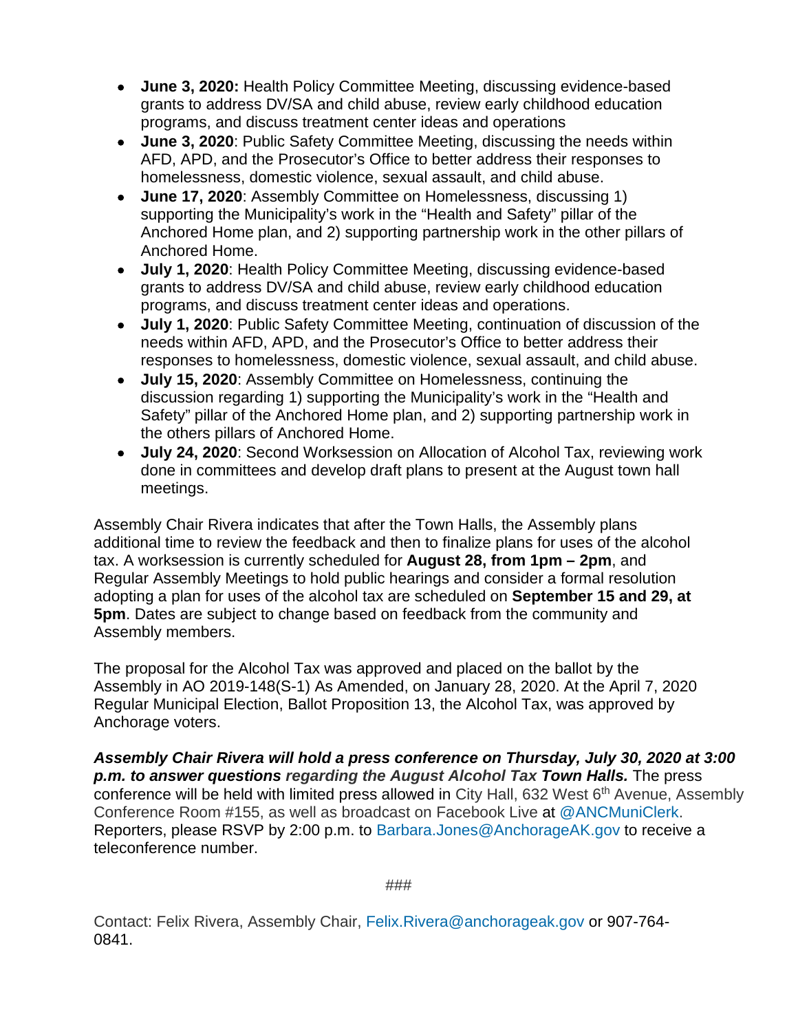- **June 3, 2020:** Health Policy Committee Meeting, discussing evidence-based grants to address DV/SA and child abuse, review early childhood education programs, and discuss treatment center ideas and operations
- **June 3, 2020**: Public Safety Committee Meeting, discussing the needs within AFD, APD, and the Prosecutor's Office to better address their responses to homelessness, domestic violence, sexual assault, and child abuse.
- **June 17, 2020**: Assembly Committee on Homelessness, discussing 1) supporting the Municipality's work in the "Health and Safety" pillar of the Anchored Home plan, and 2) supporting partnership work in the other pillars of Anchored Home.
- **July 1, 2020**: Health Policy Committee Meeting, discussing evidence-based grants to address DV/SA and child abuse, review early childhood education programs, and discuss treatment center ideas and operations.
- **July 1, 2020**: Public Safety Committee Meeting, continuation of discussion of the needs within AFD, APD, and the Prosecutor's Office to better address their responses to homelessness, domestic violence, sexual assault, and child abuse.
- **July 15, 2020**: Assembly Committee on Homelessness, continuing the discussion regarding 1) supporting the Municipality's work in the "Health and Safety" pillar of the Anchored Home plan, and 2) supporting partnership work in the others pillars of Anchored Home.
- **July 24, 2020**: Second Worksession on Allocation of Alcohol Tax, reviewing work done in committees and develop draft plans to present at the August town hall meetings.

Assembly Chair Rivera indicates that after the Town Halls, the Assembly plans additional time to review the feedback and then to finalize plans for uses of the alcohol tax. A worksession is currently scheduled for **August 28, from 1pm – 2pm**, and Regular Assembly Meetings to hold public hearings and consider a formal resolution adopting a plan for uses of the alcohol tax are scheduled on **September 15 and 29, at 5pm**. Dates are subject to change based on feedback from the community and Assembly members.

The proposal for the Alcohol Tax was approved and placed on the ballot by the Assembly in AO 2019-148(S-1) As Amended, on January 28, 2020. At the April 7, 2020 Regular Municipal Election, Ballot Proposition 13, the Alcohol Tax, was approved by Anchorage voters.

***Assembly Chair Rivera will hold a press conference on Thursday, July 30, 2020 at 3:00 p.m. to answer questions regarding the August Alcohol Tax Town Halls.*** The press conference will be held with limited press allowed in City Hall, 632 West 6th Avenue, Assembly Conference Room #155, as well as broadcast on Facebook Live at @ANCMuniClerk. Reporters, please RSVP by 2:00 p.m. to Barbara.Jones@AnchorageAK.gov to receive a teleconference number.

###

Contact: Felix Rivera, Assembly Chair, Felix.Rivera@anchorageak.gov or 907-764-0841.